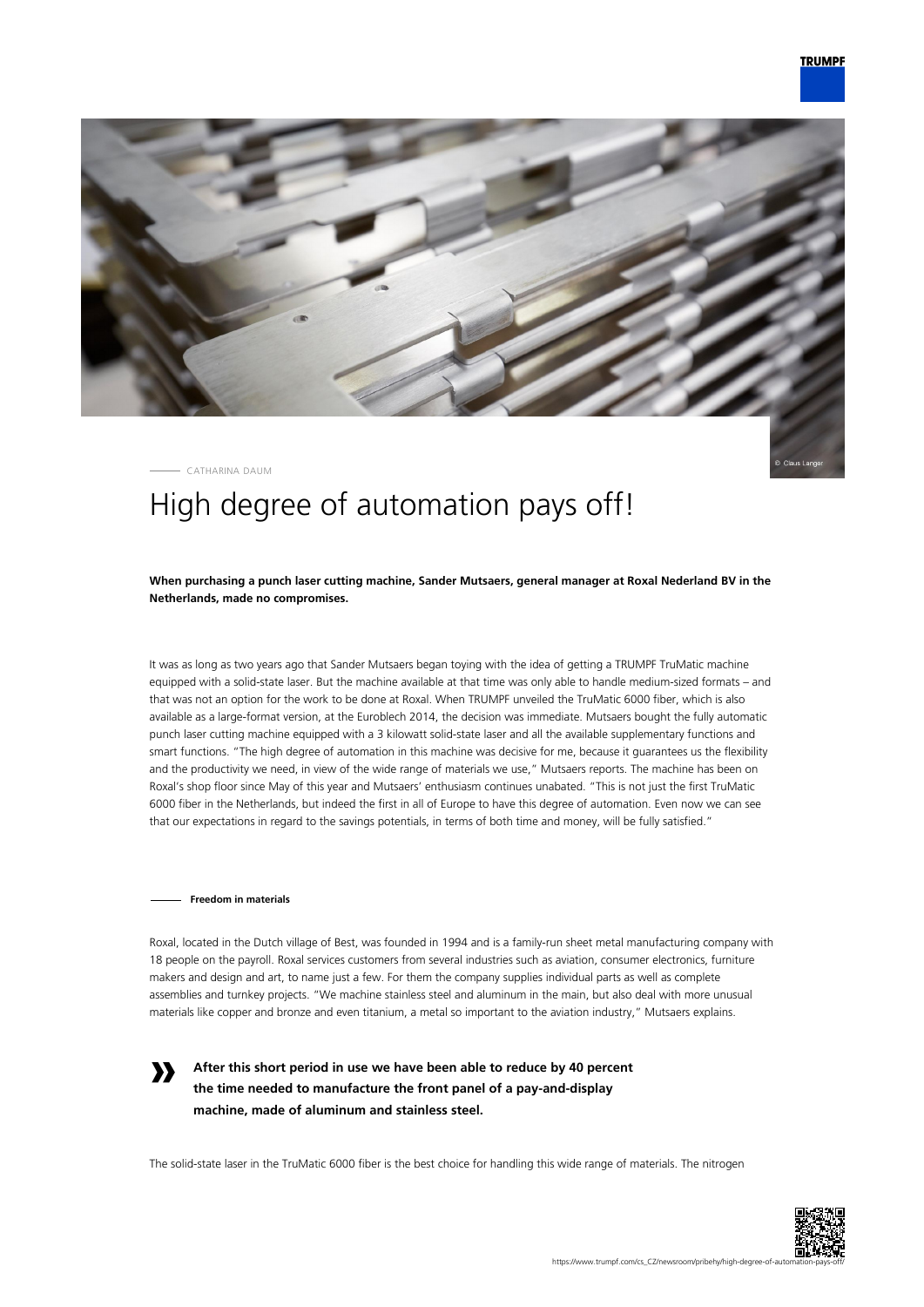CATHARINA DAUM

# High degree of automation pays off!

**When purchasing a punch laser cutting machine, Sander Mutsaers, general manager at Roxal Nederland BV in the Netherlands, made no compromises.**

It was as long as two years ago that Sander Mutsaers began toying with the idea of getting a TRUMPF TruMatic machine equipped with a solid-state laser. But the machine available at that time was only able to handle medium-sized formats – and that was not an option for the work to be done at Roxal. When TRUMPF unveiled the TruMatic 6000 fiber, which is also available as a large-format version, at the Euroblech 2014, the decision was immediate. Mutsaers bought the fully automatic punch laser cutting machine equipped with a 3 kilowatt solid-state laser and all the available supplementary functions and smart functions. "The high degree of automation in this machine was decisive for me, because it guarantees us the flexibility and the productivity we need, in view of the wide range of materials we use," Mutsaers reports. The machine has been on Roxal's shop floor since May of this year and Mutsaers' enthusiasm continues unabated. "This is not just the first TruMatic 6000 fiber in the Netherlands, but indeed the first in all of Europe to have this degree of automation. Even now we can see that our expectations in regard to the savings potentials, in terms of both time and money, will be fully satisfied."

## Freedom in materials

Roxal, located in the Dutch village of Best, was founded in 1994 and is a family-run sheet metal manufacturing company with 18 people on the payroll. Roxal services customers from several industries such as aviation, consumer electronics, furniture makers and design and art, to name just a few. For them the company supplies individual parts as well as complete assemblies and turnkey projects. "We machine stainless steel and aluminum in the main, but also deal with more unusual materials like copper and bronze and even titanium, a metal so important to the aviation industry," Mutsaers explains.

> **After this short period in use we have been able to reduce by 40 percent the time needed to manufacture the front panel of a pay-and-display machine, made of aluminum and stainless steel.**

The solid-state laser in the TruMatic 6000 fiber is the best choice for handling this wide range of materials. The nitrogen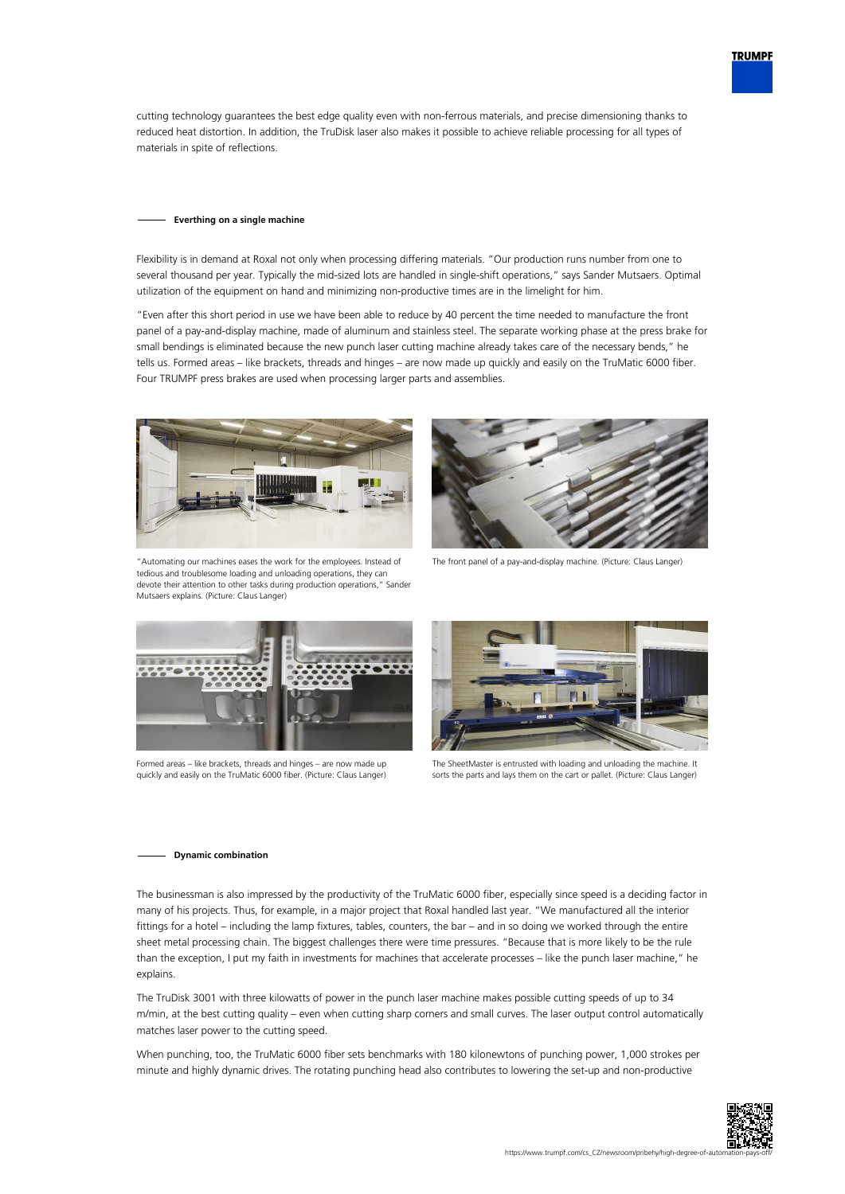cutting technology guarantees the best edge quality even with non-ferrous materials, and precise dimensioning thanks to reduced heat distortion. In addition, the TruDisk laser also makes it possible to achieve reliable processing for all types of materials in spite of reflections.

### Everthing on a single machine

Flexibility is in demand at Roxal not only when processing differing materials. "Our production runs number from one to several thousand per year. Typically the mid-sized lots are handled in single-shift operations," says Sander Mutsaers. Optimal utilization of the equipment on hand and minimizing non-productive times are in the limelight for him.

"Even after this short period in use we have been able to reduce by 40 percent the time needed to manufacture the front panel of a pay-and-display machine, made of aluminum and stainless steel. The separate working phase at the press brake for small bendings is eliminated because the new punch laser cutting machine already takes care of the necessary bends," he tells us. Formed areas – like brackets, threads and hinges – are now made up quickly and easily on the TruMatic 6000 fiber. Four TRUMPF press brakes are used when processing larger parts and assemblies.

"Automating our machines eases the work for the employees. Instead of tedious and troublesome loading and unloading operations, they can devote their attention to other tasks during production operations," Sander Mutsaers explains. (Picture: Claus Langer)

The front panel of a pay-and-display machine. (Picture: Claus Langer)

Formed areas – like brackets, threads and hinges – are now made up quickly and easily on the TruMatic 6000 fiber. (Picture: Claus Langer)

The SheetMaster is entrusted with loading and unloading the machine. It sorts the parts and lays them on the cart or pallet. (Picture: Claus Langer)

### Dynamic combination

The businessman is also impressed by the productivity of the TruMatic 6000 fiber, especially since speed is a deciding factor in many of his projects. Thus, for example, in a major project that Roxal handled last year. "We manufactured all the interior fittings for a hotel – including the lamp fixtures, tables, counters, the bar – and in so doing we worked through the entire sheet metal processing chain. The biggest challenges there were time pressures. "Because that is more likely to be the rule than the exception, I put my faith in investments for machines that accelerate processes – like the punch laser machine," he explains.

The TruDisk 3001 with three kilowatts of power in the punch laser machine makes possible cutting speeds of up to 34 m/min, at the best cutting quality – even when cutting sharp corners and small curves. The laser output control automatically matches laser power to the cutting speed.

When punching, too, the TruMatic 6000 fiber sets benchmarks with 180 kilonewtons of punching power, 1,000 strokes per minute and highly dynamic drives. The rotating punching head also contributes to lowering the set-up and non-productive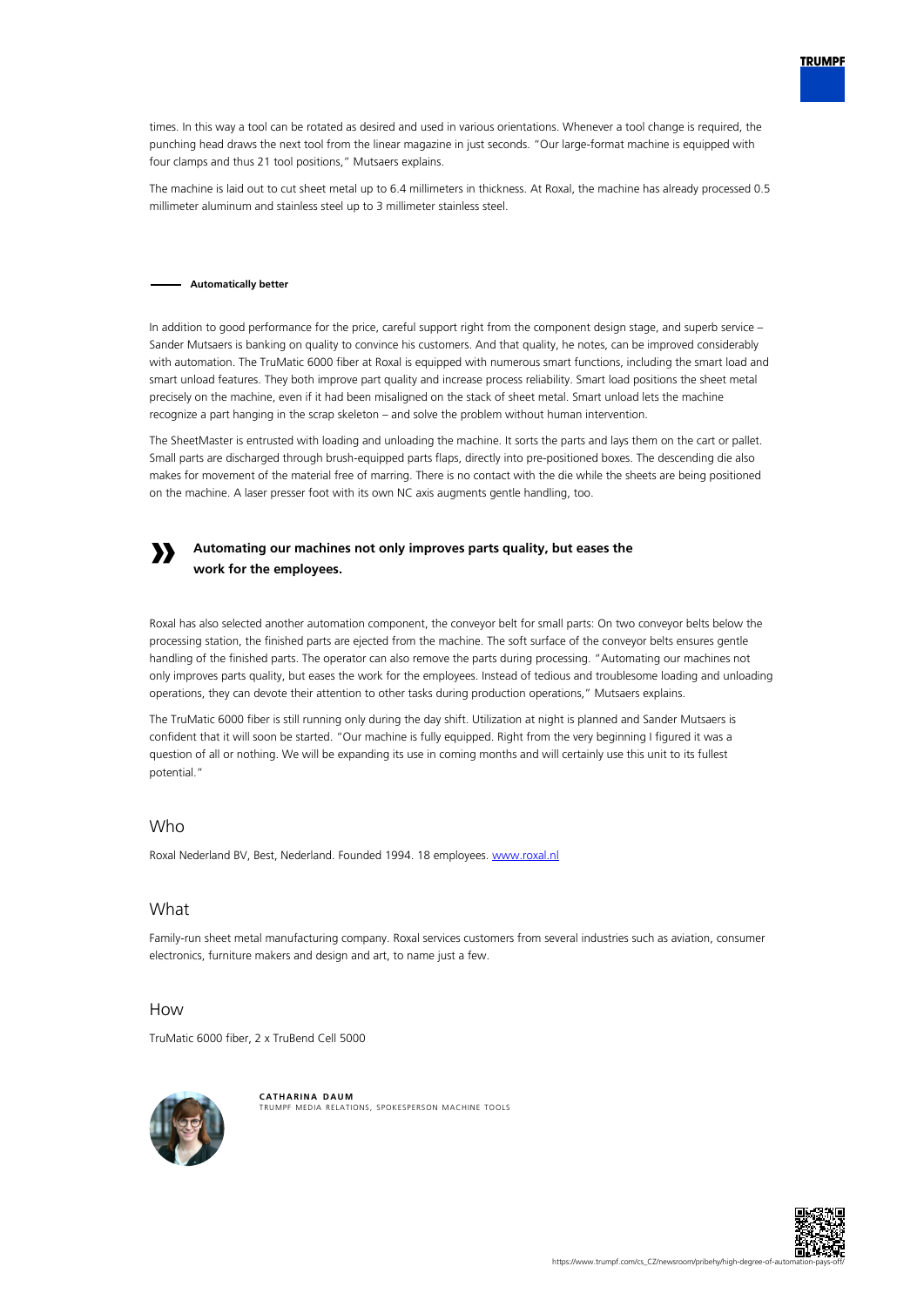times. In this way a tool can be rotated as desired and used in various orientations. Whenever a tool change is required, the punching head draws the next tool from the linear magazine in just seconds. "Our large-format machine is equipped with four clamps and thus 21 tool positions," Mutsaers explains.

The machine is laid out to cut sheet metal up to 6.4 millimeters in thickness. At Roxal, the machine has already processed 0.5 millimeter aluminum and stainless steel up to 3 millimeter stainless steel.

### Automatically better

In addition to good performance for the price, careful support right from the component design stage, and superb service – Sander Mutsaers is banking on quality to convince his customers. And that quality, he notes, can be improved considerably with automation. The TruMatic 6000 fiber at Roxal is equipped with numerous smart functions, including the smart load and smart unload features. They both improve part quality and increase process reliability. Smart load positions the sheet metal precisely on the machine, even if it had been misaligned on the stack of sheet metal. Smart unload lets the machine recognize a part hanging in the scrap skeleton – and solve the problem without human intervention.

The SheetMaster is entrusted with loading and unloading the machine. It sorts the parts and lays them on the cart or pallet. Small parts are discharged through brush-equipped parts flaps, directly into pre-positioned boxes. The descending die also makes for movement of the material free of marring. There is no contact with the die while the sheets are being positioned on the machine. A laser presser foot with its own NC axis augments gentle handling, too.

> **Automating our machines not only improves parts quality, but eases the work for the employees.**

Roxal has also selected another automation component, the conveyor belt for small parts: On two conveyor belts below the processing station, the finished parts are ejected from the machine. The soft surface of the conveyor belts ensures gentle handling of the finished parts. The operator can also remove the parts during processing. "Automating our machines not only improves parts quality, but eases the work for the employees. Instead of tedious and troublesome loading and unloading operations, they can devote their attention to other tasks during production operations," Mutsaers explains.

The TruMatic 6000 fiber is still running only during the day shift. Utilization at night is planned and Sander Mutsaers is confident that it will soon be started. "Our machine is fully equipped. Right from the very beginning I figured it was a question of all or nothing. We will be expanding its use in coming months and will certainly use this unit to its fullest potential."

## Who

Roxal Nederland BV, Best, Nederland. Founded 1994. 18 employees. www.roxal.nl

## What

Family-run sheet metal manufacturing company. Roxal services customers from several industries such as aviation, consumer electronics, furniture makers and design and art, to name just a few.

## How

TruMatic 6000 fiber, 2 x TruBend Cell 5000

**CATHARINA DAUM**
TRUMPF MEDIA RELATIONS, SPOKESPERSON MACHINE TOOLS